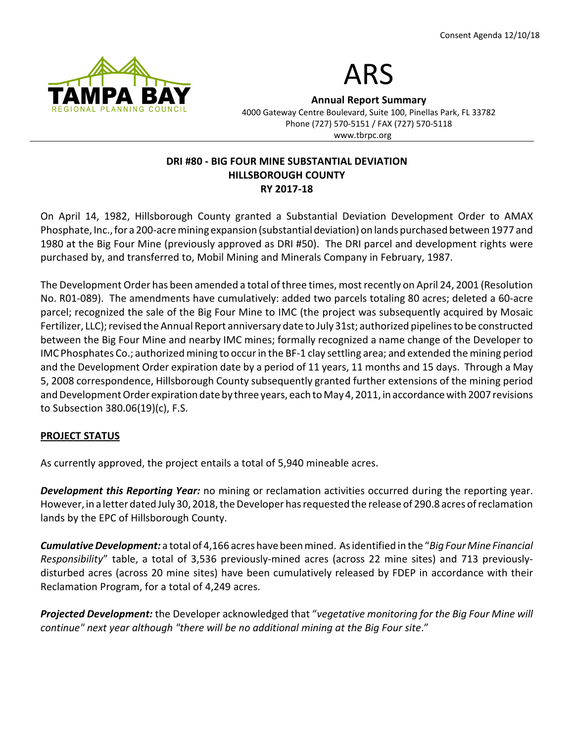Consent Agenda 12/10/18

TAMPA BAY
REGIONAL PLANNING COUNCIL

# ARS

**Annual Report Summary**
4000 Gateway Centre Boulevard, Suite 100, Pinellas Park, FL 33782
Phone (727) 570-5151 / FAX (727) 570-5118
www.tbrpc.org

## DRI #80 - BIG FOUR MINE SUBSTANTIAL DEVIATION
## HILLSBOROUGH COUNTY
## RY 2017-18

On April 14, 1982, Hillsborough County granted a Substantial Deviation Development Order to AMAX Phosphate, Inc., for a 200-acre mining expansion (substantial deviation) on lands purchased between 1977 and 1980 at the Big Four Mine (previously approved as DRI #50). The DRI parcel and development rights were purchased by, and transferred to, Mobil Mining and Minerals Company in February, 1987.

The Development Order has been amended a total of three times, most recently on April 24, 2001 (Resolution No. R01-089). The amendments have cumulatively: added two parcels totaling 80 acres; deleted a 60-acre parcel; recognized the sale of the Big Four Mine to IMC (the project was subsequently acquired by Mosaic Fertilizer, LLC); revised the Annual Report anniversary date to July 31st; authorized pipelines to be constructed between the Big Four Mine and nearby IMC mines; formally recognized a name change of the Developer to IMC Phosphates Co.; authorized mining to occur in the BF-1 clay settling area; and extended the mining period and the Development Order expiration date by a period of 11 years, 11 months and 15 days. Through a May 5, 2008 correspondence, Hillsborough County subsequently granted further extensions of the mining period and Development Order expiration date by three years, each to May 4, 2011, in accordance with 2007 revisions to Subsection 380.06(19)(c), F.S.

**<u>PROJECT STATUS</u>**

As currently approved, the project entails a total of 5,940 mineable acres.

***Development this Reporting Year:*** no mining or reclamation activities occurred during the reporting year. However, in a letter dated July 30, 2018, the Developer has requested the release of 290.8 acres of reclamation lands by the EPC of Hillsborough County.

***Cumulative Development:*** a total of 4,166 acres have been mined. As identified in the "*Big Four Mine Financial Responsibility*" table, a total of 3,536 previously-mined acres (across 22 mine sites) and 713 previously-disturbed acres (across 20 mine sites) have been cumulatively released by FDEP in accordance with their Reclamation Program, for a total of 4,249 acres.

***Projected Development:*** the Developer acknowledged that "*vegetative monitoring for the Big Four Mine will continue" next year although "there will be no additional mining at the Big Four site*."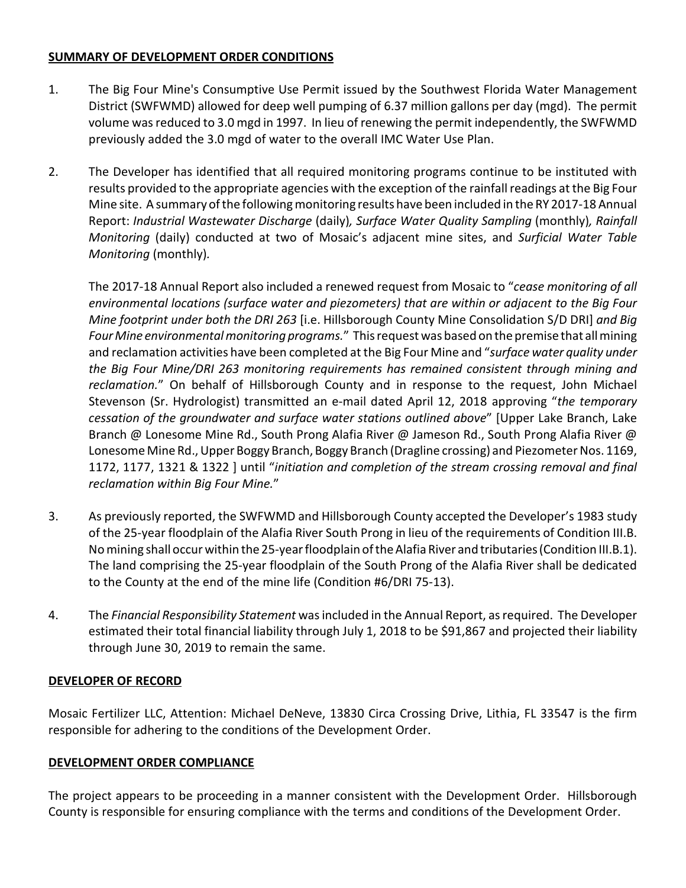## **SUMMARY OF DEVELOPMENT ORDER CONDITIONS**

1. The Big Four Mine's Consumptive Use Permit issued by the Southwest Florida Water Management District (SWFWMD) allowed for deep well pumping of 6.37 million gallons per day (mgd). The permit volume was reduced to 3.0 mgd in 1997. In lieu of renewing the permit independently, the SWFWMD previously added the 3.0 mgd of water to the overall IMC Water Use Plan.

2. The Developer has identified that all required monitoring programs continue to be instituted with results provided to the appropriate agencies with the exception of the rainfall readings at the Big Four Mine site. A summary of the following monitoring results have been included in the RY 2017-18 Annual Report: *Industrial Wastewater Discharge* (daily)*, Surface Water Quality Sampling* (monthly)*, Rainfall Monitoring* (daily) conducted at two of Mosaic's adjacent mine sites, and *Surficial Water Table Monitoring* (monthly)*.*

   The 2017-18 Annual Report also included a renewed request from Mosaic to "*cease monitoring of all environmental locations (surface water and piezometers) that are within or adjacent to the Big Four Mine footprint under both the DRI 263* [i.e. Hillsborough County Mine Consolidation S/D DRI] *and Big Four Mine environmental monitoring programs.*" This request was based on the premise that all mining and reclamation activities have been completed at the Big Four Mine and "*surface water quality under the Big Four Mine/DRI 263 monitoring requirements has remained consistent through mining and reclamation.*" On behalf of Hillsborough County and in response to the request, John Michael Stevenson (Sr. Hydrologist) transmitted an e-mail dated April 12, 2018 approving "*the temporary cessation of the groundwater and surface water stations outlined above*" [Upper Lake Branch, Lake Branch @ Lonesome Mine Rd., South Prong Alafia River @ Jameson Rd., South Prong Alafia River @ Lonesome Mine Rd., Upper Boggy Branch, Boggy Branch (Dragline crossing) and Piezometer Nos. 1169, 1172, 1177, 1321 & 1322 ] until "*initiation and completion of the stream crossing removal and final reclamation within Big Four Mine.*"

3. As previously reported, the SWFWMD and Hillsborough County accepted the Developer's 1983 study of the 25-year floodplain of the Alafia River South Prong in lieu of the requirements of Condition III.B. No mining shall occur within the 25-year floodplain of the Alafia River and tributaries (Condition III.B.1). The land comprising the 25-year floodplain of the South Prong of the Alafia River shall be dedicated to the County at the end of the mine life (Condition #6/DRI 75-13).

4. The *Financial Responsibility Statement* was included in the Annual Report, as required. The Developer estimated their total financial liability through July 1, 2018 to be $91,867 and projected their liability through June 30, 2019 to remain the same.

## **DEVELOPER OF RECORD**

Mosaic Fertilizer LLC, Attention: Michael DeNeve, 13830 Circa Crossing Drive, Lithia, FL 33547 is the firm responsible for adhering to the conditions of the Development Order.

## **DEVELOPMENT ORDER COMPLIANCE**

The project appears to be proceeding in a manner consistent with the Development Order. Hillsborough County is responsible for ensuring compliance with the terms and conditions of the Development Order.